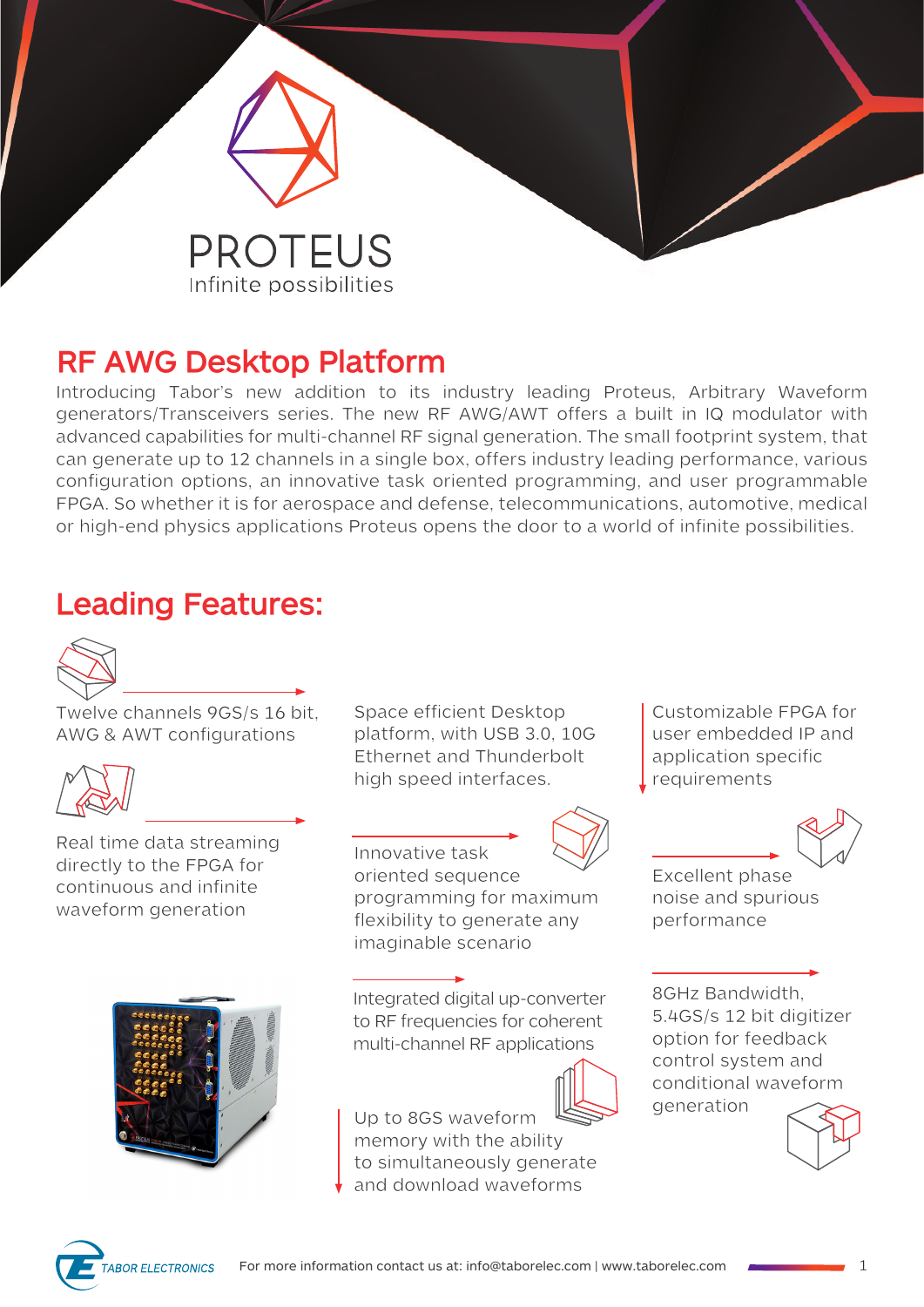# PROTEUS

Infinite possibilities

## RF AWG Desktop Platform

Introducing Tabor's new addition to its industry leading Proteus, Arbitrary Waveform generators/Transceivers series. The new RF AWG/AWT offers a built in IQ modulator with advanced capabilities for multi-channel RF signal generation. The small footprint system, that can generate up to 12 channels in a single box, offers industry leading performance, various configuration options, an innovative task oriented programming, and user programmable FPGA. So whether it is for aerospace and defense, telecommunications, automotive, medical or high-end physics applications Proteus opens the door to a world of infinite possibilities.

## Leading Features:

- Twelve channels 9GS/s 16 bit, AWG & AWT configurations
- Space efficient Desktop platform, with USB 3.0, 10G Ethernet and Thunderbolt high speed interfaces.
- Customizable FPGA for user embedded IP and application specific requirements
- Real time data streaming directly to the FPGA for continuous and infinite waveform generation
- Innovative task oriented sequence programming for maximum flexibility to generate any imaginable scenario
- Excellent phase noise and spurious performance
- Integrated digital up-converter to RF frequencies for coherent multi-channel RF applications
- Up to 8GS waveform memory with the ability to simultaneously generate and download waveforms
- 8GHz Bandwidth, 5.4GS/s 12 bit digitizer option for feedback control system and conditional waveform generation

TABOR ELECTRONICS

For more information contact us at: info@taborelec.com | www.taborelec.com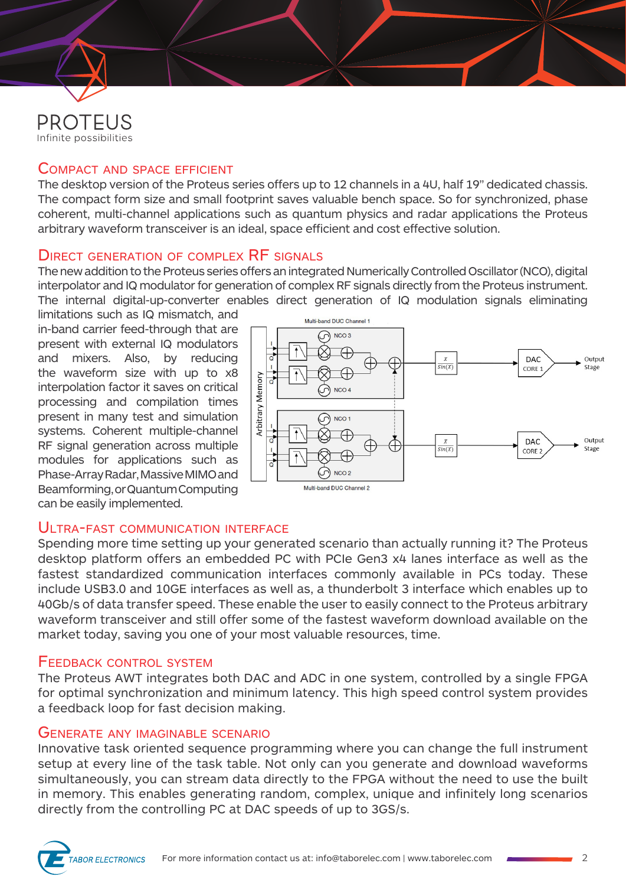## COMPACT AND SPACE EFFICIENT

The desktop version of the Proteus series offers up to 12 channels in a 4U, half 19" dedicated chassis. The compact form size and small footprint saves valuable bench space. So for synchronized, phase coherent, multi-channel applications such as quantum physics and radar applications the Proteus arbitrary waveform transceiver is an ideal, space efficient and cost effective solution.

## DIRECT GENERATION OF COMPLEX RF SIGNALS

The new addition to the Proteus series offers an integrated Numerically Controlled Oscillator (NCO), digital interpolator and IQ modulator for generation of complex RF signals directly from the Proteus instrument. The internal digital-up-converter enables direct generation of IQ modulation signals eliminating limitations such as IQ mismatch, and in-band carrier feed-through that are present with external IQ modulators and mixers. Also, by reducing the waveform size with up to x8 interpolation factor it saves on critical processing and compilation times present in many test and simulation systems. Coherent multiple-channel RF signal generation across multiple modules for applications such as Phase-Array Radar, Massive MIMO and Beamforming, or Quantum Computing can be easily implemented.

## ULTRA-FAST COMMUNICATION INTERFACE

Spending more time setting up your generated scenario than actually running it? The Proteus desktop platform offers an embedded PC with PCIe Gen3 x4 lanes interface as well as the fastest standardized communication interfaces commonly available in PCs today. These include USB3.0 and 10GE interfaces as well as, a thunderbolt 3 interface which enables up to 40Gb/s of data transfer speed. These enable the user to easily connect to the Proteus arbitrary waveform transceiver and still offer some of the fastest waveform download available on the market today, saving you one of your most valuable resources, time.

## FEEDBACK CONTROL SYSTEM

The Proteus AWT integrates both DAC and ADC in one system, controlled by a single FPGA for optimal synchronization and minimum latency. This high speed control system provides a feedback loop for fast decision making.

## GENERATE ANY IMAGINABLE SCENARIO

Innovative task oriented sequence programming where you can change the full instrument setup at every line of the task table. Not only can you generate and download waveforms simultaneously, you can stream data directly to the FPGA without the need to use the built in memory. This enables generating random, complex, unique and infinitely long scenarios directly from the controlling PC at DAC speeds of up to 3GS/s.

For more information contact us at: info@taborelec.com | www.taborelec.com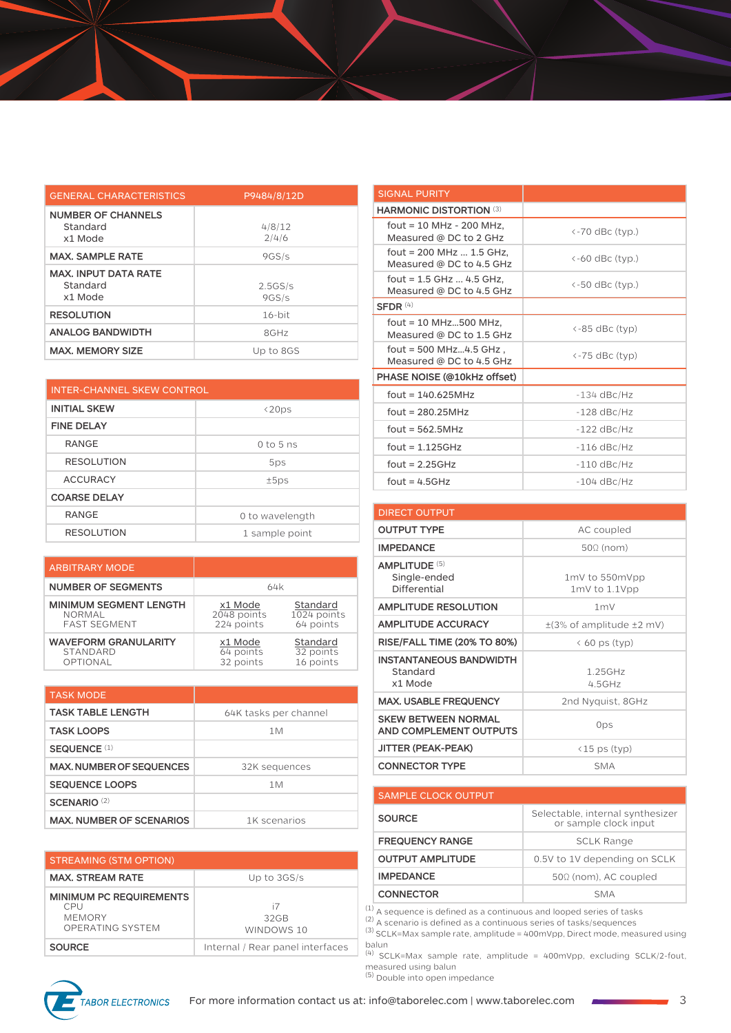| GENERAL CHARACTERISTICS | P9484/8/12D |
|---|---|
| **NUMBER OF CHANNELS**<br>Standard<br>x1 Mode | <br>4/8/12<br>2/4/6 |
| **MAX. SAMPLE RATE** | 9GS/s |
| **MAX. INPUT DATA RATE**<br>Standard<br>x1 Mode | <br>2.5GS/s<br>9GS/s |
| **RESOLUTION** | 16-bit |
| **ANALOG BANDWIDTH** | 8GHz |
| **MAX. MEMORY SIZE** | Up to 8GS |

| INTER-CHANNEL SKEW CONTROL | |
|---|---|
| **INITIAL SKEW** | <20ps |
| **FINE DELAY** | |
| RANGE | 0 to 5 ns |
| RESOLUTION | 5ps |
| ACCURACY | ±5ps |
| **COARSE DELAY** | |
| RANGE | 0 to wavelength |
| RESOLUTION | 1 sample point |

| ARBITRARY MODE | | |
|---|---|---|
| **NUMBER OF SEGMENTS** | 64k | |
| **MINIMUM SEGMENT LENGTH** | x1 Mode | Standard |
| NORMAL | 2048 points | 1024 points |
| FAST SEGMENT | 224 points | 64 points |
| **WAVEFORM GRANULARITY** | x1 Mode | Standard |
| STANDARD | 64 points | 32 points |
| OPTIONAL | 32 points | 16 points |

| TASK MODE | |
|---|---|
| **TASK TABLE LENGTH** | 64K tasks per channel |
| **TASK LOOPS** | 1M |
| **SEQUENCE** [1] | |
| **MAX. NUMBER OF SEQUENCES** | 32K sequences |
| **SEQUENCE LOOPS** | 1M |
| **SCENARIO** [2] | |
| **MAX. NUMBER OF SCENARIOS** | 1K scenarios |

| STREAMING (STM OPTION) | |
|---|---|
| **MAX. STREAM RATE** | Up to 3GS/s |
| **MINIMUM PC REQUIREMENTS**<br>CPU<br>MEMORY<br>OPERATING SYSTEM | <br>i7<br>32GB<br>WINDOWS 10 |
| **SOURCE** | Internal / Rear panel interfaces |

| SIGNAL PURITY | |
|---|---|
| **HARMONIC DISTORTION** [3] | |
| fout = 10 MHz - 200 MHz, Measured @ DC to 2 GHz | <-70 dBc (typ.) |
| fout = 200 MHz ... 1.5 GHz, Measured @ DC to 4.5 GHz | <-60 dBc (typ.) |
| fout = 1.5 GHz ... 4.5 GHz, Measured @ DC to 4.5 GHz | <-50 dBc (typ.) |
| **SFDR** [4] | |
| fout = 10 MHz...500 MHz, Measured @ DC to 1.5 GHz | <-85 dBc (typ) |
| fout = 500 MHz...4.5 GHz , Measured @ DC to 4.5 GHz | <-75 dBc (typ) |
| **PHASE NOISE (@10kHz offset)** | |
| fout = 140.625MHz | -134 dBc/Hz |
| fout = 280.25MHz | -128 dBc/Hz |
| fout = 562.5MHz | -122 dBc/Hz |
| fout = 1.125GHz | -116 dBc/Hz |
| fout = 2.25GHz | -110 dBc/Hz |
| fout = 4.5GHz | -104 dBc/Hz |

| DIRECT OUTPUT | |
|---|---|
| **OUTPUT TYPE** | AC coupled |
| **IMPEDANCE** | 50Ω (nom) |
| **AMPLITUDE** [5]<br>Single-ended<br>Differential | <br>1mV to 550mVpp<br>1mV to 1.1Vpp |
| **AMPLITUDE RESOLUTION** | 1mV |
| **AMPLITUDE ACCURACY** | ±(3% of amplitude ±2 mV) |
| **RISE/FALL TIME (20% TO 80%)** | < 60 ps (typ) |
| **INSTANTANEOUS BANDWIDTH**<br>Standard<br>x1 Mode | <br>1.25GHz<br>4.5GHz |
| **MAX. USABLE FREQUENCY** | 2nd Nyquist, 8GHz |
| **SKEW BETWEEN NORMAL AND COMPLEMENT OUTPUTS** | 0ps |
| **JITTER (PEAK-PEAK)** | <15 ps (typ) |
| **CONNECTOR TYPE** | SMA |

| SAMPLE CLOCK OUTPUT | |
|---|---|
| **SOURCE** | Selectable, internal synthesizer or sample clock input |
| **FREQUENCY RANGE** | SCLK Range |
| **OUTPUT AMPLITUDE** | 0.5V to 1V depending on SCLK |
| **IMPEDANCE** | 50Ω (nom), AC coupled |
| **CONNECTOR** | SMA |

[1] A sequence is defined as a continuous and looped series of tasks

[2] A scenario is defined as a continuous series of tasks/sequences

[3] SCLK=Max sample rate, amplitude = 400mVpp, Direct mode, measured using balun

[4] SCLK=Max sample rate, amplitude = 400mVpp, excluding SCLK/2-fout, measured using balun

[5] Double into open impedance

For more information contact us at: info@taborelec.com | www.taborelec.com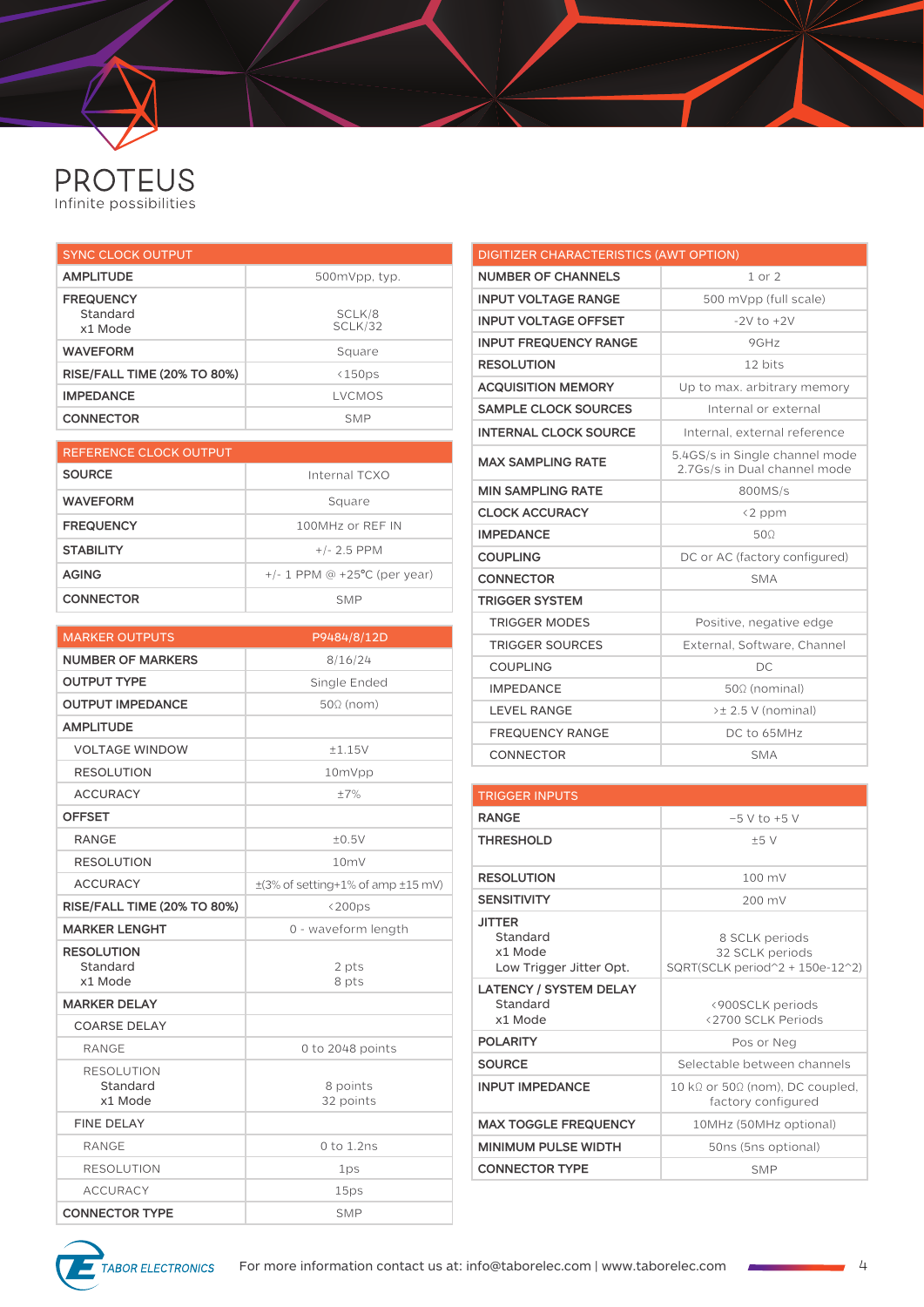# PROTEUS

Infinite possibilities

| SYNC CLOCK OUTPUT | |
|---|---|
| **AMPLITUDE** | 500mVpp, typ. |
| **FREQUENCY**<br>Standard<br>x1 Mode | <br>SCLK/8<br>SCLK/32 |
| **WAVEFORM** | Square |
| **RISE/FALL TIME (20% TO 80%)** | <150ps |
| **IMPEDANCE** | LVCMOS |
| **CONNECTOR** | SMP |

| REFERENCE CLOCK OUTPUT | |
|---|---|
| **SOURCE** | Internal TCXO |
| **WAVEFORM** | Square |
| **FREQUENCY** | 100MHz or REF IN |
| **STABILITY** | +/- 2.5 PPM |
| **AGING** | +/- 1 PPM @ +25°C (per year) |
| **CONNECTOR** | SMP |

| MARKER OUTPUTS | P9484/8/12D |
|---|---|
| **NUMBER OF MARKERS** | 8/16/24 |
| **OUTPUT TYPE** | Single Ended |
| **OUTPUT IMPEDANCE** | 50Ω (nom) |
| **AMPLITUDE** | |
| VOLTAGE WINDOW | ±1.15V |
| RESOLUTION | 10mVpp |
| ACCURACY | ±7% |
| **OFFSET** | |
| RANGE | ±0.5V |
| RESOLUTION | 10mV |
| ACCURACY | ±(3% of setting+1% of amp ±15 mV) |
| **RISE/FALL TIME (20% TO 80%)** | <200ps |
| **MARKER LENGHT** | 0 - waveform length |
| **RESOLUTION**<br>Standard<br>x1 Mode | <br>2 pts<br>8 pts |
| **MARKER DELAY** | |
| COARSE DELAY | |
| RANGE | 0 to 2048 points |
| RESOLUTION<br>Standard<br>x1 Mode | <br>8 points<br>32 points |
| FINE DELAY | |
| RANGE | 0 to 1.2ns |
| RESOLUTION | 1ps |
| ACCURACY | 15ps |
| **CONNECTOR TYPE** | SMP |

| DIGITIZER CHARACTERISTICS (AWT OPTION) | |
|---|---|
| **NUMBER OF CHANNELS** | 1 or 2 |
| **INPUT VOLTAGE RANGE** | 500 mVpp (full scale) |
| **INPUT VOLTAGE OFFSET** | -2V to +2V |
| **INPUT FREQUENCY RANGE** | 9GHz |
| **RESOLUTION** | 12 bits |
| **ACQUISITION MEMORY** | Up to max. arbitrary memory |
| **SAMPLE CLOCK SOURCES** | Internal or external |
| **INTERNAL CLOCK SOURCE** | Internal, external reference |
| **MAX SAMPLING RATE** | 5.4GS/s in Single channel mode<br>2.7Gs/s in Dual channel mode |
| **MIN SAMPLING RATE** | 800MS/s |
| **CLOCK ACCURACY** | <2 ppm |
| **IMPEDANCE** | 50Ω |
| **COUPLING** | DC or AC (factory configured) |
| **CONNECTOR** | SMA |
| **TRIGGER SYSTEM** | |
| TRIGGER MODES | Positive, negative edge |
| TRIGGER SOURCES | External, Software, Channel |
| COUPLING | DC |
| IMPEDANCE | 50Ω (nominal) |
| LEVEL RANGE | >± 2.5 V (nominal) |
| FREQUENCY RANGE | DC to 65MHz |
| CONNECTOR | SMA |

| TRIGGER INPUTS | |
|---|---|
| **RANGE** | −5 V to +5 V |
| **THRESHOLD** | ±5 V |
| **RESOLUTION** | 100 mV |
| **SENSITIVITY** | 200 mV |
| **JITTER**<br>Standard<br>x1 Mode<br>Low Trigger Jitter Opt. | <br>8 SCLK periods<br>32 SCLK periods<br>SQRT(SCLK period^2 + 150e-12^2) |
| **LATENCY / SYSTEM DELAY**<br>Standard<br>x1 Mode | <br><900SCLK periods<br><2700 SCLK Periods |
| **POLARITY** | Pos or Neg |
| **SOURCE** | Selectable between channels |
| **INPUT IMPEDANCE** | 10 kΩ or 50Ω (nom), DC coupled, factory configured |
| **MAX TOGGLE FREQUENCY** | 10MHz (50MHz optional) |
| **MINIMUM PULSE WIDTH** | 50ns (5ns optional) |
| **CONNECTOR TYPE** | SMP |

TABOR ELECTRONICS

For more information contact us at: info@taborelec.com | www.taborelec.com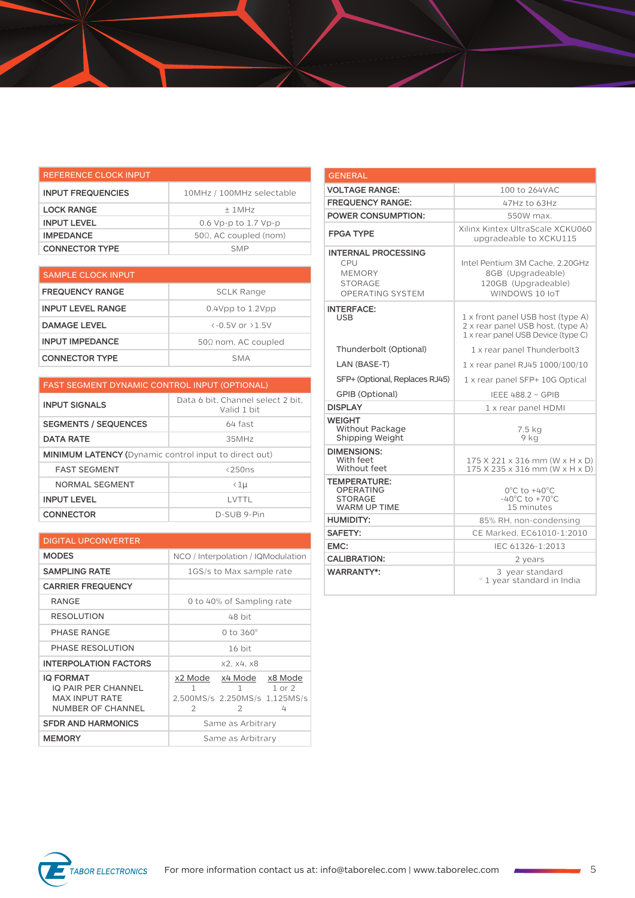| REFERENCE CLOCK INPUT | |
|---|---|
| **INPUT FREQUENCIES** | 10MHz / 100MHz selectable |
| **LOCK RANGE** | ± 1MHz |
| **INPUT LEVEL** | 0.6 Vp-p to 1.7 Vp-p |
| **IMPEDANCE** | 50Ω, AC coupled (nom) |
| **CONNECTOR TYPE** | SMP |

| SAMPLE CLOCK INPUT | |
|---|---|
| **FREQUENCY RANGE** | SCLK Range |
| **INPUT LEVEL RANGE** | 0.4Vpp to 1.2Vpp |
| **DAMAGE LEVEL** | <-0.5V or >1.5V |
| **INPUT IMPEDANCE** | 50Ω nom, AC coupled |
| **CONNECTOR TYPE** | SMA |

| FAST SEGMENT DYNAMIC CONTROL INPUT (OPTIONAL) | |
|---|---|
| **INPUT SIGNALS** | Data 6 bit, Channel select 2 bit, Valid 1 bit |
| **SEGMENTS / SEQUENCES** | 64 fast |
| **DATA RATE** | 35MHz |
| **MINIMUM LATENCY** (Dynamic control input to direct out) | |
| FAST SEGMENT | <250ns |
| NORMAL SEGMENT | <1μ |
| **INPUT LEVEL** | LVTTL |
| **CONNECTOR** | D-SUB 9-Pin |

| DIGITAL UPCONVERTER | | | |
|---|---|---|---|
| **MODES** | NCO / Interpolation / IQModulation | | |
| **SAMPLING RATE** | 1GS/s to Max sample rate | | |
| **CARRIER FREQUENCY** | | | |
| RANGE | 0 to 40% of Sampling rate | | |
| RESOLUTION | 48 bit | | |
| PHASE RANGE | 0 to 360° | | |
| PHASE RESOLUTION | 16 bit | | |
| **INTERPOLATION FACTORS** | x2, x4, x8 | | |
| **IQ FORMAT** | x2 Mode | x4 Mode | x8 Mode |
| IQ PAIR PER CHANNEL | 1 | 1 | 1 or 2 |
| MAX INPUT RATE | 2,500MS/s | 2,250MS/s | 1,125MS/s |
| NUMBER OF CHANNEL | 2 | 2 | 4 |
| **SFDR AND HARMONICS** | Same as Arbitrary | | |
| **MEMORY** | Same as Arbitrary | | |

| GENERAL | |
|---|---|
| **VOLTAGE RANGE:** | 100 to 264VAC |
| **FREQUENCY RANGE:** | 47Hz to 63Hz |
| **POWER CONSUMPTION:** | 550W max. |
| **FPGA TYPE** | Xilinx Kintex UltraScale XCKU060 upgradeable to XCKU115 |
| **INTERNAL PROCESSING** | |
| CPU | Intel Pentium 3M Cache, 2.20GHz |
| MEMORY | 8GB (Upgradeable) |
| STORAGE | 120GB (Upgradeable) |
| OPERATING SYSTEM | WINDOWS 10 IoT |
| **INTERFACE:** | |
| USB | 1 x front panel USB host (type A)<br>2 x rear panel USB host, (type A)<br>1 x rear panel USB Device (type C) |
| Thunderbolt (Optional) | 1 x rear panel Thunderbolt3 |
| LAN (BASE-T) | 1 x rear panel RJ45 1000/100/10 |
| SFP+ (Optional, Replaces RJ45) | 1 x rear panel SFP+ 10G Optical |
| GPIB (Optional) | IEEE 488.2 – GPIB |
| **DISPLAY** | 1 x rear panel HDMI |
| **WEIGHT** | |
| Without Package | 7.5 kg |
| Shipping Weight | 9 kg |
| **DIMENSIONS:** | |
| With feet | 175 X 221 x 316 mm (W x H x D) |
| Without feet | 175 X 235 x 316 mm (W x H x D) |
| **TEMPERATURE:** | |
| OPERATING | 0°C to +40°C |
| STORAGE | -40°C to +70°C |
| WARM UP TIME | 15 minutes |
| **HUMIDITY:** | 85% RH, non-condensing |
| **SAFETY:** | CE Marked, EC61010-1:2010 |
| **EMC:** | IEC 61326-1:2013 |
| **CALIBRATION:** | 2 years |
| **WARRANTY*:** | 3 year standard<br>* 1 year standard in India |

For more information contact us at: info@taborelec.com | www.taborelec.com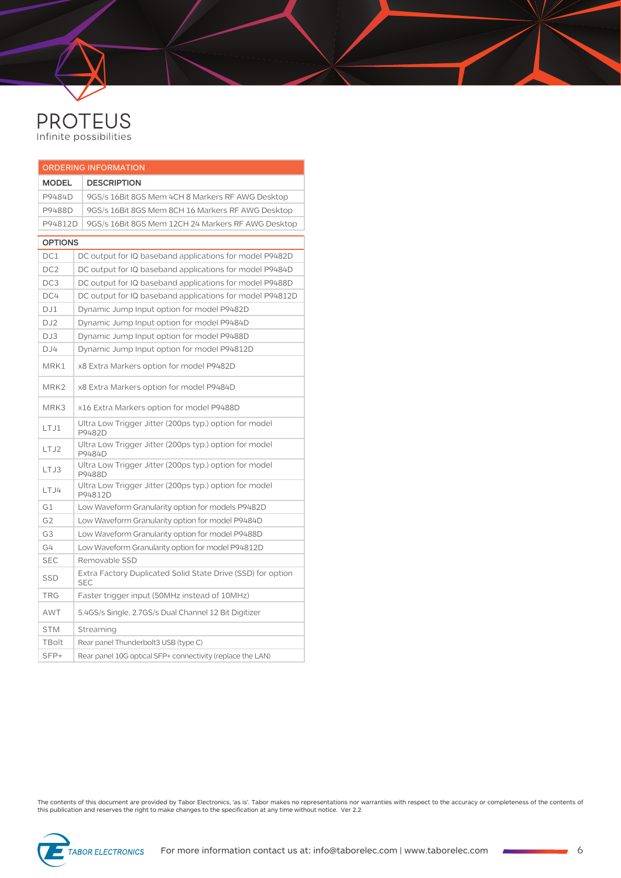# PROTEUS

Infinite possibilities

| ORDERING INFORMATION | |
|---|---|
| **MODEL** | **DESCRIPTION** |
| P9484D | 9GS/s 16Bit 8GS Mem 4CH 8 Markers RF AWG Desktop |
| P9488D | 9GS/s 16Bit 8GS Mem 8CH 16 Markers RF AWG Desktop |
| P94812D | 9GS/s 16Bit 8GS Mem 12CH 24 Markers RF AWG Desktop |

| OPTIONS | |
|---|---|
| DC1 | DC output for IQ baseband applications for model P9482D |
| DC2 | DC output for IQ baseband applications for model P9484D |
| DC3 | DC output for IQ baseband applications for model P9488D |
| DC4 | DC output for IQ baseband applications for model P94812D |
| DJ1 | Dynamic Jump Input option for model P9482D |
| DJ2 | Dynamic Jump Input option for model P9484D |
| DJ3 | Dynamic Jump Input option for model P9488D |
| DJ4 | Dynamic Jump Input option for model P94812D |
| MRK1 | x8 Extra Markers option for model P9482D |
| MRK2 | x8 Extra Markers option for model P9484D |
| MRK3 | x16 Extra Markers option for model P9488D |
| LTJ1 | Ultra Low Trigger Jitter (200ps typ.) option for model P9482D |
| LTJ2 | Ultra Low Trigger Jitter (200ps typ.) option for model P9484D |
| LTJ3 | Ultra Low Trigger Jitter (200ps typ.) option for model P9488D |
| LTJ4 | Ultra Low Trigger Jitter (200ps typ.) option for model P94812D |
| G1 | Low Waveform Granularity option for models P9482D |
| G2 | Low Waveform Granularity option for model P9484D |
| G3 | Low Waveform Granularity option for model P9488D |
| G4 | Low Waveform Granularity option for model P94812D |
| SEC | Removable SSD |
| SSD | Extra Factory Duplicated Solid State Drive (SSD) for option SEC |
| TRG | Faster trigger input (50MHz instead of 10MHz) |
| AWT | 5.4GS/s Single, 2.7GS/s Dual Channel 12 Bit Digitizer |
| STM | Streaming |
| TBolt | Rear panel Thunderbolt3 USB (type C) |
| SFP+ | Rear panel 10G optical SFP+ connectivity (replace the LAN) |

The contents of this document are provided by Tabor Electronics, 'as is'. Tabor makes no representations nor warranties with respect to the accuracy or completeness of the contents of this publication and reserves the right to make changes to the specification at any time without notice. Ver 2.2

TABOR ELECTRONICS

For more information contact us at: info@taborelec.com | www.taborelec.com